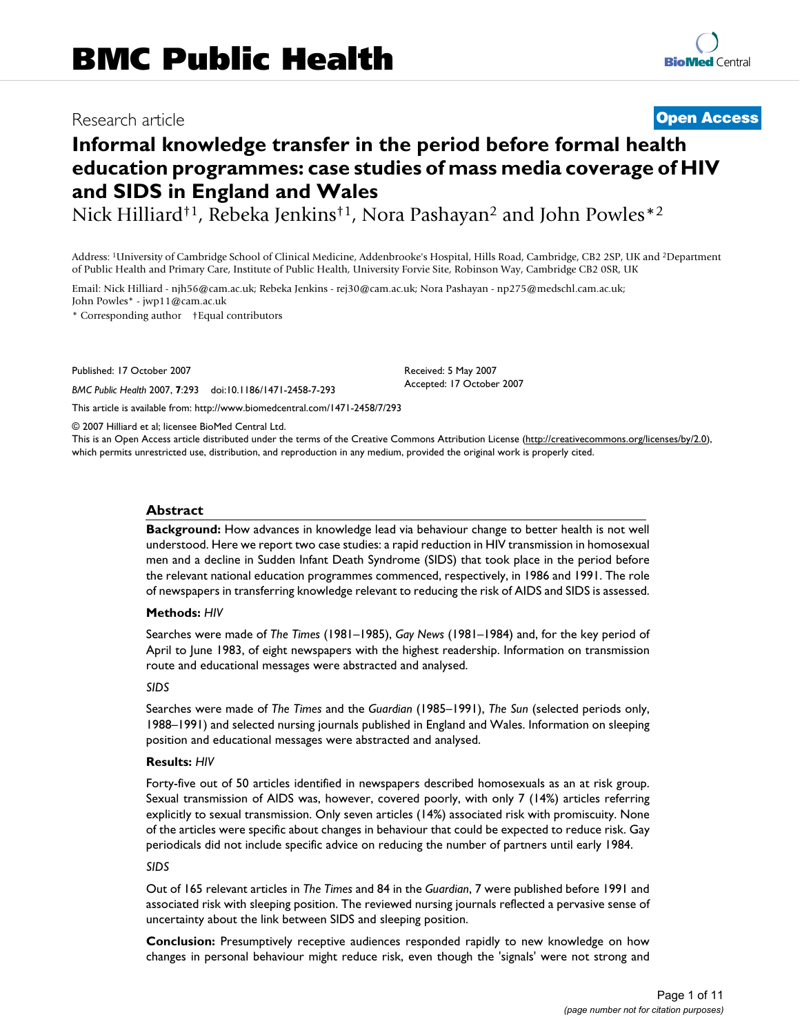# BMC Public Health

Research article

**Open Access**

# Informal knowledge transfer in the period before formal health education programmes: case studies of mass media coverage of HIV and SIDS in England and Wales

Nick Hilliard†[1], Rebeka Jenkins†[1], Nora Pashayan[2] and John Powles*[2]

Address: [1]University of Cambridge School of Clinical Medicine, Addenbrooke's Hospital, Hills Road, Cambridge, CB2 2SP, UK and [2]Department of Public Health and Primary Care, Institute of Public Health, University Forvie Site, Robinson Way, Cambridge CB2 0SR, UK

Email: Nick Hilliard - njh56@cam.ac.uk; Rebeka Jenkins - rej30@cam.ac.uk; Nora Pashayan - np275@medschl.cam.ac.uk; John Powles* - jwp11@cam.ac.uk

\* Corresponding author †Equal contributors

Published: 17 October 2007

*BMC Public Health* 2007, **7**:293 doi:10.1186/1471-2458-7-293

Received: 5 May 2007

Accepted: 17 October 2007

This article is available from: http://www.biomedcentral.com/1471-2458/7/293

© 2007 Hilliard et al; licensee BioMed Central Ltd.

This is an Open Access article distributed under the terms of the Creative Commons Attribution License (http://creativecommons.org/licenses/by/2.0), which permits unrestricted use, distribution, and reproduction in any medium, provided the original work is properly cited.

## Abstract

**Background:** How advances in knowledge lead via behaviour change to better health is not well understood. Here we report two case studies: a rapid reduction in HIV transmission in homosexual men and a decline in Sudden Infant Death Syndrome (SIDS) that took place in the period before the relevant national education programmes commenced, respectively, in 1986 and 1991. The role of newspapers in transferring knowledge relevant to reducing the risk of AIDS and SIDS is assessed.

**Methods:** *HIV*

Searches were made of *The Times* (1981–1985), *Gay News* (1981–1984) and, for the key period of April to June 1983, of eight newspapers with the highest readership. Information on transmission route and educational messages were abstracted and analysed.

*SIDS*

Searches were made of *The Times* and the *Guardian* (1985–1991), *The Sun* (selected periods only, 1988–1991) and selected nursing journals published in England and Wales. Information on sleeping position and educational messages were abstracted and analysed.

**Results:** *HIV*

Forty-five out of 50 articles identified in newspapers described homosexuals as an at risk group. Sexual transmission of AIDS was, however, covered poorly, with only 7 (14%) articles referring explicitly to sexual transmission. Only seven articles (14%) associated risk with promiscuity. None of the articles were specific about changes in behaviour that could be expected to reduce risk. Gay periodicals did not include specific advice on reducing the number of partners until early 1984.

*SIDS*

Out of 165 relevant articles in *The Times* and 84 in the *Guardian*, 7 were published before 1991 and associated risk with sleeping position. The reviewed nursing journals reflected a pervasive sense of uncertainty about the link between SIDS and sleeping position.

**Conclusion:** Presumptively receptive audiences responded rapidly to new knowledge on how changes in personal behaviour might reduce risk, even though the 'signals' were not strong and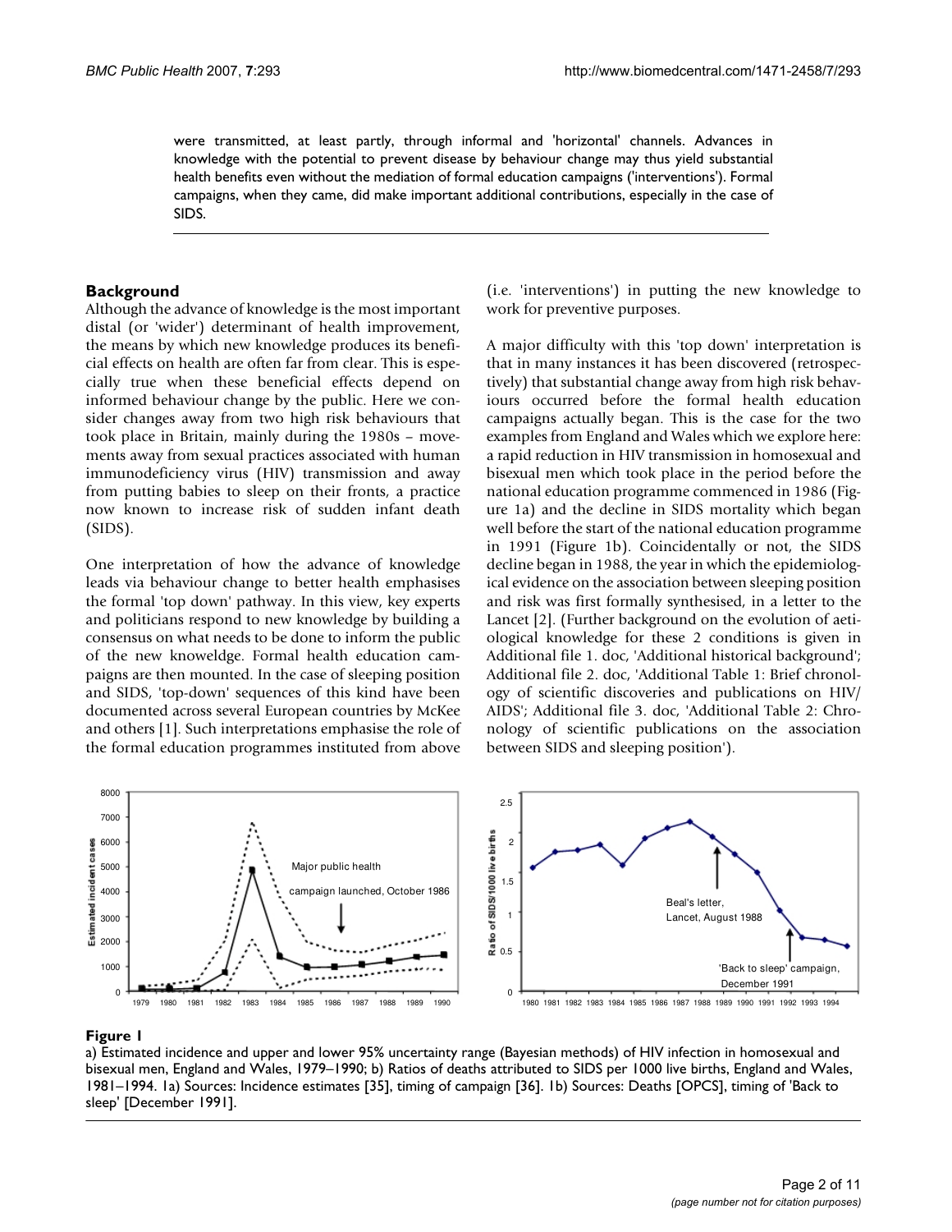were transmitted, at least partly, through informal and 'horizontal' channels. Advances in knowledge with the potential to prevent disease by behaviour change may thus yield substantial health benefits even without the mediation of formal education campaigns ('interventions'). Formal campaigns, when they came, did make important additional contributions, especially in the case of SIDS.

## Background

Although the advance of knowledge is the most important distal (or 'wider') determinant of health improvement, the means by which new knowledge produces its beneficial effects on health are often far from clear. This is especially true when these beneficial effects depend on informed behaviour change by the public. Here we consider changes away from two high risk behaviours that took place in Britain, mainly during the 1980s – movements away from sexual practices associated with human immunodeficiency virus (HIV) transmission and away from putting babies to sleep on their fronts, a practice now known to increase risk of sudden infant death (SIDS).

One interpretation of how the advance of knowledge leads via behaviour change to better health emphasises the formal 'top down' pathway. In this view, key experts and politicians respond to new knowledge by building a consensus on what needs to be done to inform the public of the new knoweldge. Formal health education campaigns are then mounted. In the case of sleeping position and SIDS, 'top-down' sequences of this kind have been documented across several European countries by McKee and others [1]. Such interpretations emphasise the role of the formal education programmes instituted from above (i.e. 'interventions') in putting the new knowledge to work for preventive purposes.

A major difficulty with this 'top down' interpretation is that in many instances it has been discovered (retrospectively) that substantial change away from high risk behaviours occurred before the formal health education campaigns actually began. This is the case for the two examples from England and Wales which we explore here: a rapid reduction in HIV transmission in homosexual and bisexual men which took place in the period before the national education programme commenced in 1986 (Figure 1a) and the decline in SIDS mortality which began well before the start of the national education programme in 1991 (Figure 1b). Coincidentally or not, the SIDS decline began in 1988, the year in which the epidemiological evidence on the association between sleeping position and risk was first formally synthesised, in a letter to the Lancet [2]. (Further background on the evolution of aetiological knowledge for these 2 conditions is given in Additional file 1. doc, 'Additional historical background'; Additional file 2. doc, 'Additional Table 1: Brief chronology of scientific discoveries and publications on HIV/AIDS'; Additional file 3. doc, 'Additional Table 2: Chronology of scientific publications on the association between SIDS and sleeping position').

Estimated incident cases
8000
7000
6000
5000
4000
3000
2000
1000
0
1979 1980 1981 1982 1983 1984 1985 1986 1987 1988 1989 1990
Major public health
campaign launched, October 1986

Ratio of SIDS/1000 live births
2.5
2
1.5
1
0.5
0
1980 1981 1982 1983 1984 1985 1986 1987 1988 1989 1990 1991 1992 1993 1994
Beal's letter,
Lancet, August 1988
'Back to sleep' campaign,
December 1991

**Figure 1**

a) Estimated incidence and upper and lower 95% uncertainty range (Bayesian methods) of HIV infection in homosexual and bisexual men, England and Wales, 1979–1990; b) Ratios of deaths attributed to SIDS per 1000 live births, England and Wales, 1981–1994. 1a) Sources: Incidence estimates [35], timing of campaign [36]. 1b) Sources: Deaths [OPCS], timing of 'Back to sleep' [December 1991].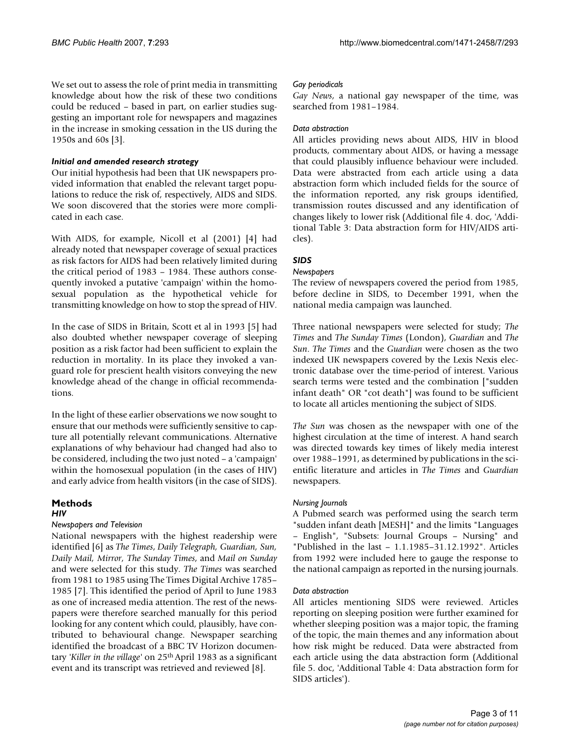We set out to assess the role of print media in transmitting knowledge about how the risk of these two conditions could be reduced – based in part, on earlier studies suggesting an important role for newspapers and magazines in the increase in smoking cessation in the US during the 1950s and 60s [3].

### *Initial and amended research strategy*

Our initial hypothesis had been that UK newspapers provided information that enabled the relevant target populations to reduce the risk of, respectively, AIDS and SIDS. We soon discovered that the stories were more complicated in each case.

With AIDS, for example, Nicoll et al (2001) [4] had already noted that newspaper coverage of sexual practices as risk factors for AIDS had been relatively limited during the critical period of 1983 – 1984. These authors consequently invoked a putative 'campaign' within the homosexual population as the hypothetical vehicle for transmitting knowledge on how to stop the spread of HIV.

In the case of SIDS in Britain, Scott et al in 1993 [5] had also doubted whether newspaper coverage of sleeping position as a risk factor had been sufficient to explain the reduction in mortality. In its place they invoked a vanguard role for prescient health visitors conveying the new knowledge ahead of the change in official recommendations.

In the light of these earlier observations we now sought to ensure that our methods were sufficiently sensitive to capture all potentially relevant communications. Alternative explanations of why behaviour had changed had also to be considered, including the two just noted – a 'campaign' within the homosexual population (in the cases of HIV) and early advice from health visitors (in the case of SIDS).

## Methods

### *HIV*

#### *Newspapers and Television*

National newspapers with the highest readership were identified [6] as *The Times*, *Daily Telegraph, Guardian, Sun, Daily Mail, Mirror, The Sunday Times*, and *Mail on Sunday* and were selected for this study. *The Times* was searched from 1981 to 1985 using The Times Digital Archive 1785–1985 [7]. This identified the period of April to June 1983 as one of increased media attention. The rest of the newspapers were therefore searched manually for this period looking for any content which could, plausibly, have contributed to behavioural change. Newspaper searching identified the broadcast of a BBC TV Horizon documentary '*Killer in the village*' on 25th April 1983 as a significant event and its transcript was retrieved and reviewed [8].

#### *Gay periodicals*

*Gay News*, a national gay newspaper of the time, was searched from 1981–1984.

#### *Data abstraction*

All articles providing news about AIDS, HIV in blood products, commentary about AIDS, or having a message that could plausibly influence behaviour were included. Data were abstracted from each article using a data abstraction form which included fields for the source of the information reported, any risk groups identified, transmission routes discussed and any identification of changes likely to lower risk (Additional file 4. doc, 'Additional Table 3: Data abstraction form for HIV/AIDS articles).

### *SIDS*

#### *Newspapers*

The review of newspapers covered the period from 1985, before decline in SIDS, to December 1991, when the national media campaign was launched.

Three national newspapers were selected for study; *The Times* and *The Sunday Times* (London), *Guardian* and *The Sun*. *The Times* and the *Guardian* were chosen as the two indexed UK newspapers covered by the Lexis Nexis electronic database over the time-period of interest. Various search terms were tested and the combination ["sudden infant death" OR "cot death"] was found to be sufficient to locate all articles mentioning the subject of SIDS.

*The Sun* was chosen as the newspaper with one of the highest circulation at the time of interest. A hand search was directed towards key times of likely media interest over 1988–1991, as determined by publications in the scientific literature and articles in *The Times* and *Guardian* newspapers.

#### *Nursing Journals*

A Pubmed search was performed using the search term "sudden infant death [MESH]" and the limits "Languages – English", "Subsets: Journal Groups – Nursing" and "Published in the last – 1.1.1985–31.12.1992". Articles from 1992 were included here to gauge the response to the national campaign as reported in the nursing journals.

#### *Data abstraction*

All articles mentioning SIDS were reviewed. Articles reporting on sleeping position were further examined for whether sleeping position was a major topic, the framing of the topic, the main themes and any information about how risk might be reduced. Data were abstracted from each article using the data abstraction form (Additional file 5. doc, 'Additional Table 4: Data abstraction form for SIDS articles').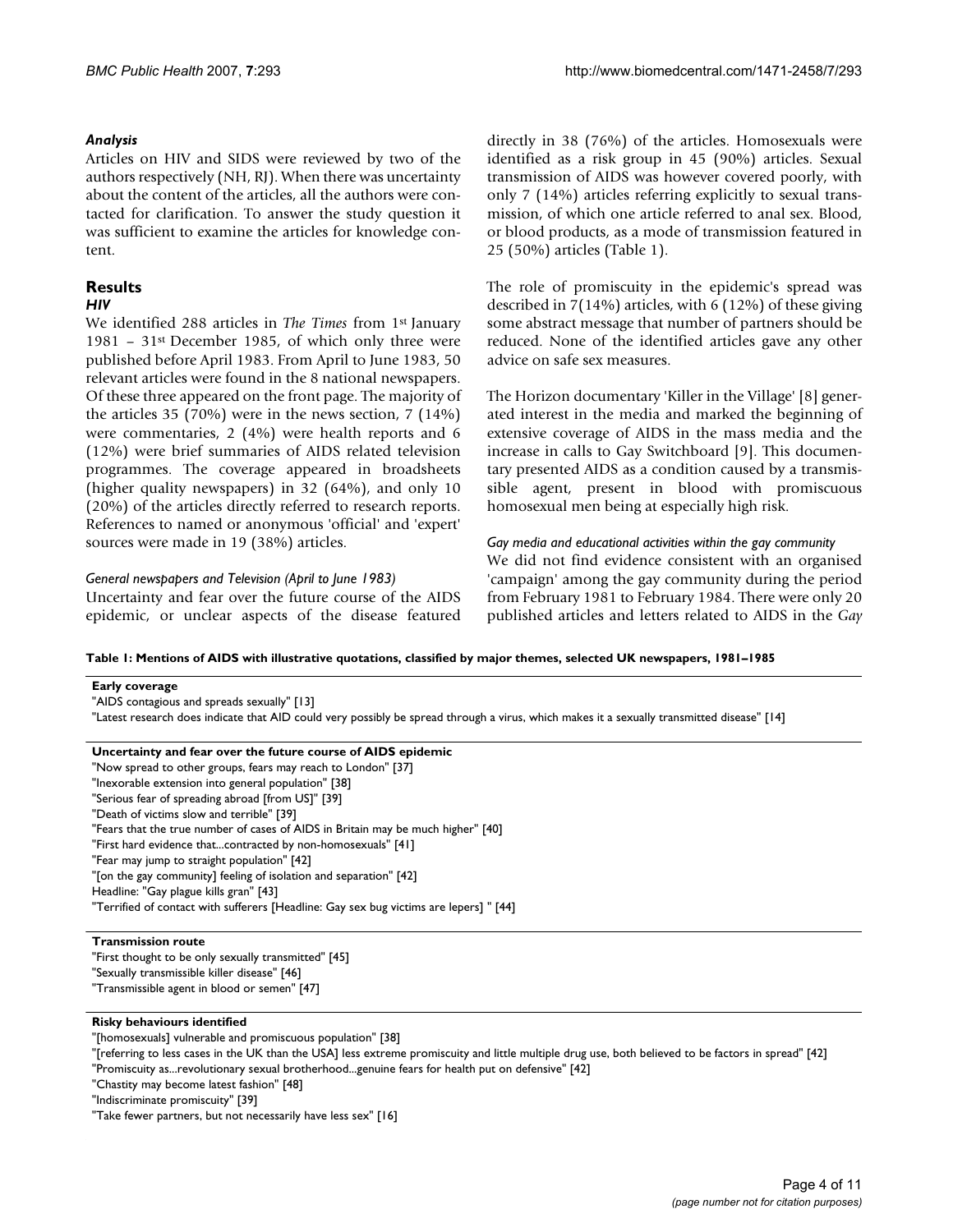### *Analysis*

Articles on HIV and SIDS were reviewed by two of the authors respectively (NH, RJ). When there was uncertainty about the content of the articles, all the authors were contacted for clarification. To answer the study question it was sufficient to examine the articles for knowledge content.

## Results

### *HIV*

We identified 288 articles in *The Times* from 1st January 1981 – 31st December 1985, of which only three were published before April 1983. From April to June 1983, 50 relevant articles were found in the 8 national newspapers. Of these three appeared on the front page. The majority of the articles 35 (70%) were in the news section, 7 (14%) were commentaries, 2 (4%) were health reports and 6 (12%) were brief summaries of AIDS related television programmes. The coverage appeared in broadsheets (higher quality newspapers) in 32 (64%), and only 10 (20%) of the articles directly referred to research reports. References to named or anonymous 'official' and 'expert' sources were made in 19 (38%) articles.

#### *General newspapers and Television (April to June 1983)*

Uncertainty and fear over the future course of the AIDS epidemic, or unclear aspects of the disease featured directly in 38 (76%) of the articles. Homosexuals were identified as a risk group in 45 (90%) articles. Sexual transmission of AIDS was however covered poorly, with only 7 (14%) articles referring explicitly to sexual transmission, of which one article referred to anal sex. Blood, or blood products, as a mode of transmission featured in 25 (50%) articles (Table 1).

The role of promiscuity in the epidemic's spread was described in 7(14%) articles, with 6 (12%) of these giving some abstract message that number of partners should be reduced. None of the identified articles gave any other advice on safe sex measures.

The Horizon documentary 'Killer in the Village' [8] generated interest in the media and marked the beginning of extensive coverage of AIDS in the mass media and the increase in calls to Gay Switchboard [9]. This documentary presented AIDS as a condition caused by a transmissible agent, present in blood with promiscuous homosexual men being at especially high risk.

#### *Gay media and educational activities within the gay community*

We did not find evidence consistent with an organised 'campaign' among the gay community during the period from February 1981 to February 1984. There were only 20 published articles and letters related to AIDS in the *Gay*

**Table 1: Mentions of AIDS with illustrative quotations, classified by major themes, selected UK newspapers, 1981–1985**

| |
|---|
| **Early coverage** |
| "AIDS contagious and spreads sexually" [13] |
| "Latest research does indicate that AID could very possibly be spread through a virus, which makes it a sexually transmitted disease" [14] |
| **Uncertainty and fear over the future course of AIDS epidemic** |
| "Now spread to other groups, fears may reach to London" [37] |
| "Inexorable extension into general population" [38] |
| "Serious fear of spreading abroad [from US]" [39] |
| "Death of victims slow and terrible" [39] |
| "Fears that the true number of cases of AIDS in Britain may be much higher" [40] |
| "First hard evidence that...contracted by non-homosexuals" [41] |
| "Fear may jump to straight population" [42] |
| "[on the gay community] feeling of isolation and separation" [42] |
| Headline: "Gay plague kills gran" [43] |
| "Terrified of contact with sufferers [Headline: Gay sex bug victims are lepers] " [44] |
| **Transmission route** |
| "First thought to be only sexually transmitted" [45] |
| "Sexually transmissible killer disease" [46] |
| "Transmissible agent in blood or semen" [47] |
| **Risky behaviours identified** |
| "[homosexuals] vulnerable and promiscuous population" [38] |
| "[referring to less cases in the UK than the USA] less extreme promiscuity and little multiple drug use, both believed to be factors in spread" [42] |
| "Promiscuity as...revolutionary sexual brotherhood...genuine fears for health put on defensive" [42] |
| "Chastity may become latest fashion" [48] |
| "Indiscriminate promiscuity" [39] |
| "Take fewer partners, but not necessarily have less sex" [16] |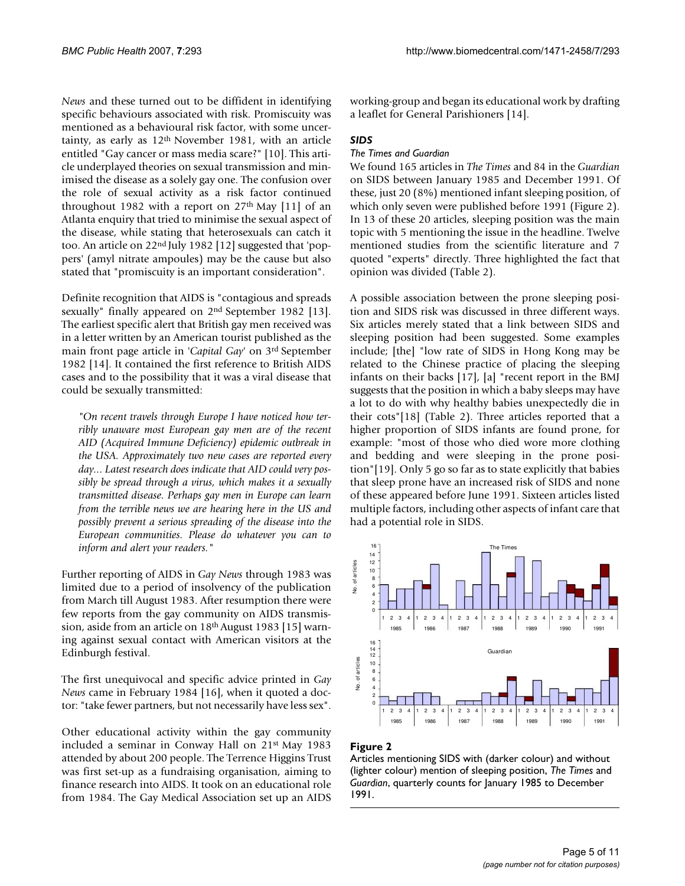*News* and these turned out to be diffident in identifying specific behaviours associated with risk. Promiscuity was mentioned as a behavioural risk factor, with some uncertainty, as early as 12th November 1981, with an article entitled "Gay cancer or mass media scare?" [10]. This article underplayed theories on sexual transmission and minimised the disease as a solely gay one. The confusion over the role of sexual activity as a risk factor continued throughout 1982 with a report on 27th May [11] of an Atlanta enquiry that tried to minimise the sexual aspect of the disease, while stating that heterosexuals can catch it too. An article on 22nd July 1982 [12] suggested that 'poppers' (amyl nitrate ampoules) may be the cause but also stated that "promiscuity is an important consideration".

Definite recognition that AIDS is "contagious and spreads sexually" finally appeared on 2nd September 1982 [13]. The earliest specific alert that British gay men received was in a letter written by an American tourist published as the main front page article in '*Capital Gay*' on 3rd September 1982 [14]. It contained the first reference to British AIDS cases and to the possibility that it was a viral disease that could be sexually transmitted:

> *"On recent travels through Europe I have noticed how terribly unaware most European gay men are of the recent AID (Acquired Immune Deficiency) epidemic outbreak in the USA. Approximately two new cases are reported every day... Latest research does indicate that AID could very possibly be spread through a virus, which makes it a sexually transmitted disease. Perhaps gay men in Europe can learn from the terrible news we are hearing here in the US and possibly prevent a serious spreading of the disease into the European communities. Please do whatever you can to inform and alert your readers."*

Further reporting of AIDS in *Gay News* through 1983 was limited due to a period of insolvency of the publication from March till August 1983. After resumption there were few reports from the gay community on AIDS transmission, aside from an article on 18th August 1983 [15] warning against sexual contact with American visitors at the Edinburgh festival.

The first unequivocal and specific advice printed in *Gay News* came in February 1984 [16], when it quoted a doctor: "take fewer partners, but not necessarily have less sex".

Other educational activity within the gay community included a seminar in Conway Hall on 21st May 1983 attended by about 200 people. The Terrence Higgins Trust was first set-up as a fundraising organisation, aiming to finance research into AIDS. It took on an educational role from 1984. The Gay Medical Association set up an AIDS working-group and began its educational work by drafting a leaflet for General Parishioners [14].

### *SIDS*

#### *The Times and Guardian*

We found 165 articles in *The Times* and 84 in the *Guardian* on SIDS between January 1985 and December 1991. Of these, just 20 (8%) mentioned infant sleeping position, of which only seven were published before 1991 (Figure 2). In 13 of these 20 articles, sleeping position was the main topic with 5 mentioning the issue in the headline. Twelve mentioned studies from the scientific literature and 7 quoted "experts" directly. Three highlighted the fact that opinion was divided (Table 2).

A possible association between the prone sleeping position and SIDS risk was discussed in three different ways. Six articles merely stated that a link between SIDS and sleeping position had been suggested. Some examples include; [the] "low rate of SIDS in Hong Kong may be related to the Chinese practice of placing the sleeping infants on their backs [17], [a] "recent report in the BMJ suggests that the position in which a baby sleeps may have a lot to do with why healthy babies unexpectedly die in their cots"[18] (Table 2). Three articles reported that a higher proportion of SIDS infants are found prone, for example: "most of those who died wore more clothing and bedding and were sleeping in the prone position"[19]. Only 5 go so far as to state explicitly that babies that sleep prone have an increased risk of SIDS and none of these appeared before June 1991. Sixteen articles listed multiple factors, including other aspects of infant care that had a potential role in SIDS.

**Figure 2**

Articles mentioning SIDS with (darker colour) and without (lighter colour) mention of sleeping position, *The Times* and *Guardian*, quarterly counts for January 1985 to December 1991.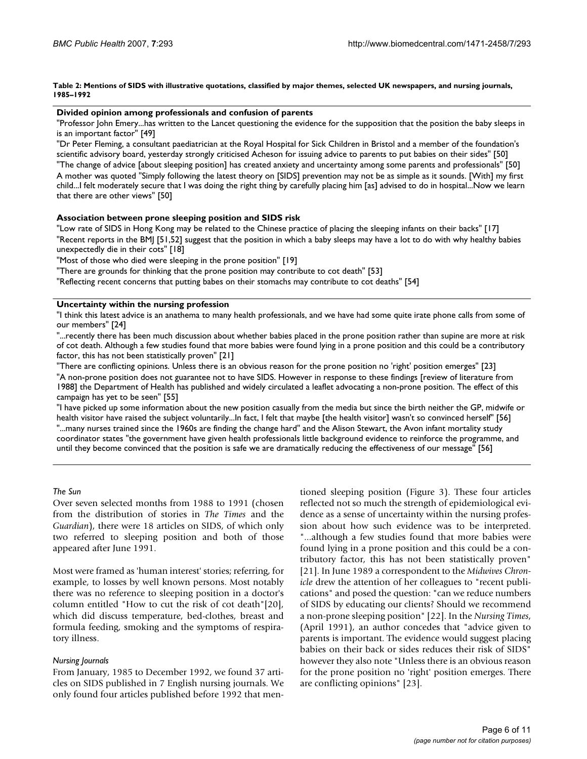**Table 2: Mentions of SIDS with illustrative quotations, classified by major themes, selected UK newspapers, and nursing journals, 1985–1992**

| **Divided opinion among professionals and confusion of parents** |
|---|
| "Professor John Emery...has written to the Lancet questioning the evidence for the supposition that the position the baby sleeps in is an important factor" [49] |
| "Dr Peter Fleming, a consultant paediatrician at the Royal Hospital for Sick Children in Bristol and a member of the foundation's scientific advisory board, yesterday strongly criticised Acheson for issuing advice to parents to put babies on their sides" [50] |
| "The change of advice [about sleeping position] has created anxiety and uncertainty among some parents and professionals" [50] |
| A mother was quoted "Simply following the latest theory on [SIDS] prevention may not be as simple as it sounds. [With] my first child...I felt moderately secure that I was doing the right thing by carefully placing him [as] advised to do in hospital...Now we learn that there are other views" [50] |
| **Association between prone sleeping position and SIDS risk** |
| "Low rate of SIDS in Hong Kong may be related to the Chinese practice of placing the sleeping infants on their backs" [17] |
| "Recent reports in the BMJ [51,52] suggest that the position in which a baby sleeps may have a lot to do with why healthy babies unexpectedly die in their cots" [18] |
| "Most of those who died were sleeping in the prone position" [19] |
| "There are grounds for thinking that the prone position may contribute to cot death" [53] |
| "Reflecting recent concerns that putting babes on their stomachs may contribute to cot deaths" [54] |
| **Uncertainty within the nursing profession** |
| "I think this latest advice is an anathema to many health professionals, and we have had some quite irate phone calls from some of our members" [24] |
| "...recently there has been much discussion about whether babies placed in the prone position rather than supine are more at risk of cot death. Although a few studies found that more babies were found lying in a prone position and this could be a contributory factor, this has not been statistically proven" [21] |
| "There are conflicting opinions. Unless there is an obvious reason for the prone position no 'right' position emerges" [23] |
| "A non-prone position does not guarantee not to have SIDS. However in response to these findings [review of literature from 1988] the Department of Health has published and widely circulated a leaflet advocating a non-prone position. The effect of this campaign has yet to be seen" [55] |
| "I have picked up some information about the new position casually from the media but since the birth neither the GP, midwife or health visitor have raised the subject voluntarily...In fact, I felt that maybe [the health visitor] wasn't so convinced herself" [56] |
| "...many nurses trained since the 1960s are finding the change hard" and the Alison Stewart, the Avon infant mortality study coordinator states "the government have given health professionals little background evidence to reinforce the programme, and until they become convinced that the position is safe we are dramatically reducing the effectiveness of our message" [56] |

*The Sun*

Over seven selected months from 1988 to 1991 (chosen from the distribution of stories in *The Times* and the *Guardian*), there were 18 articles on SIDS, of which only two referred to sleeping position and both of those appeared after June 1991.

Most were framed as 'human interest' stories; referring, for example, to losses by well known persons. Most notably there was no reference to sleeping position in a doctor's column entitled "How to cut the risk of cot death"[20], which did discuss temperature, bed-clothes, breast and formula feeding, smoking and the symptoms of respiratory illness.

*Nursing Journals*

From January, 1985 to December 1992, we found 37 articles on SIDS published in 7 English nursing journals. We only found four articles published before 1992 that mentioned sleeping position (Figure 3). These four articles reflected not so much the strength of epidemiological evidence as a sense of uncertainty within the nursing profession about how such evidence was to be interpreted. "...although a few studies found that more babies were found lying in a prone position and this could be a contributory factor, this has not been statistically proven" [21]. In June 1989 a correspondent to the *Midwives Chronicle* drew the attention of her colleagues to "recent publications" and posed the question: "can we reduce numbers of SIDS by educating our clients? Should we recommend a non-prone sleeping position" [22]. In the *Nursing Times*, (April 1991), an author concedes that "advice given to parents is important. The evidence would suggest placing babies on their back or sides reduces their risk of SIDS" however they also note "Unless there is an obvious reason for the prone position no 'right' position emerges. There are conflicting opinions" [23].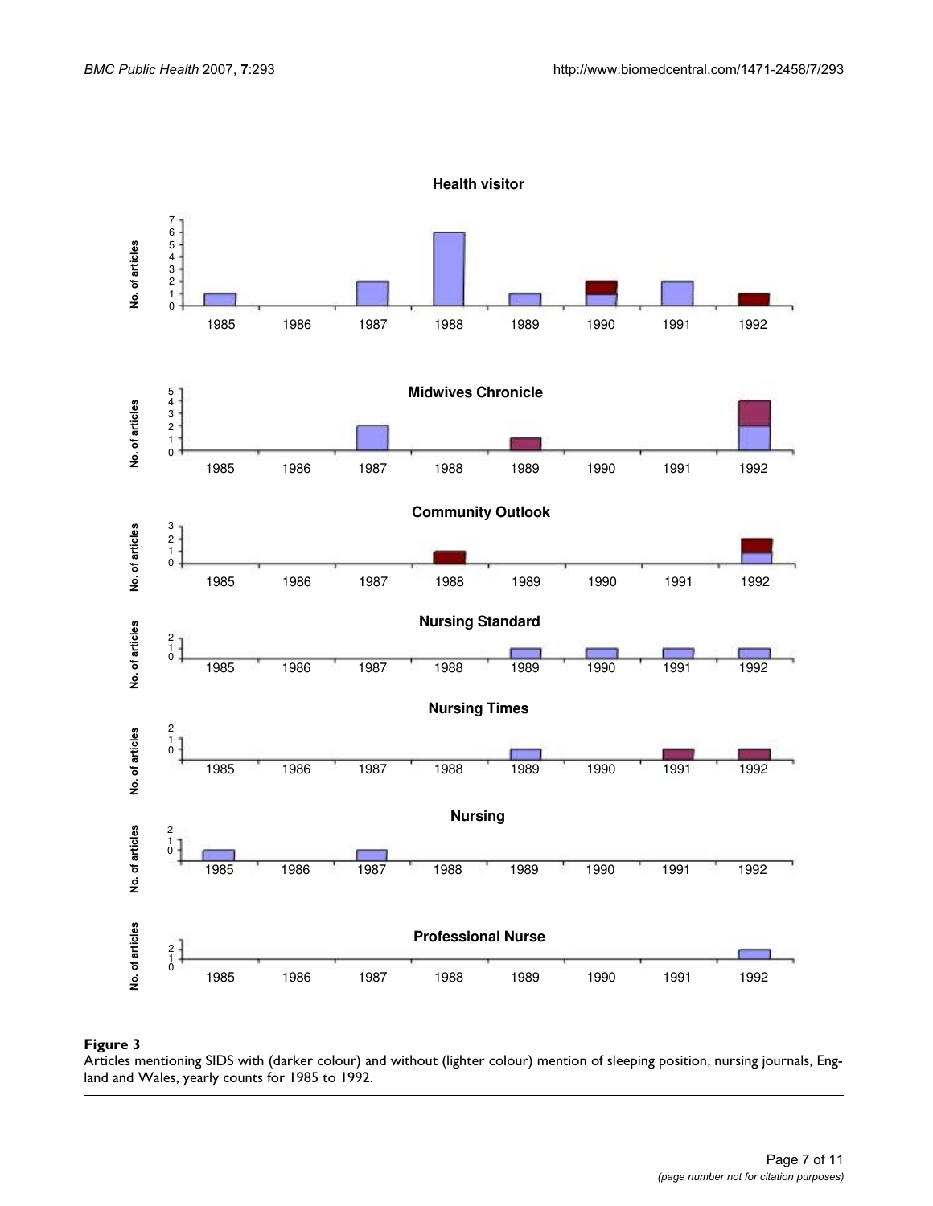**Figure 3**
Articles mentioning SIDS with (darker colour) and without (lighter colour) mention of sleeping position, nursing journals, England and Wales, yearly counts for 1985 to 1992.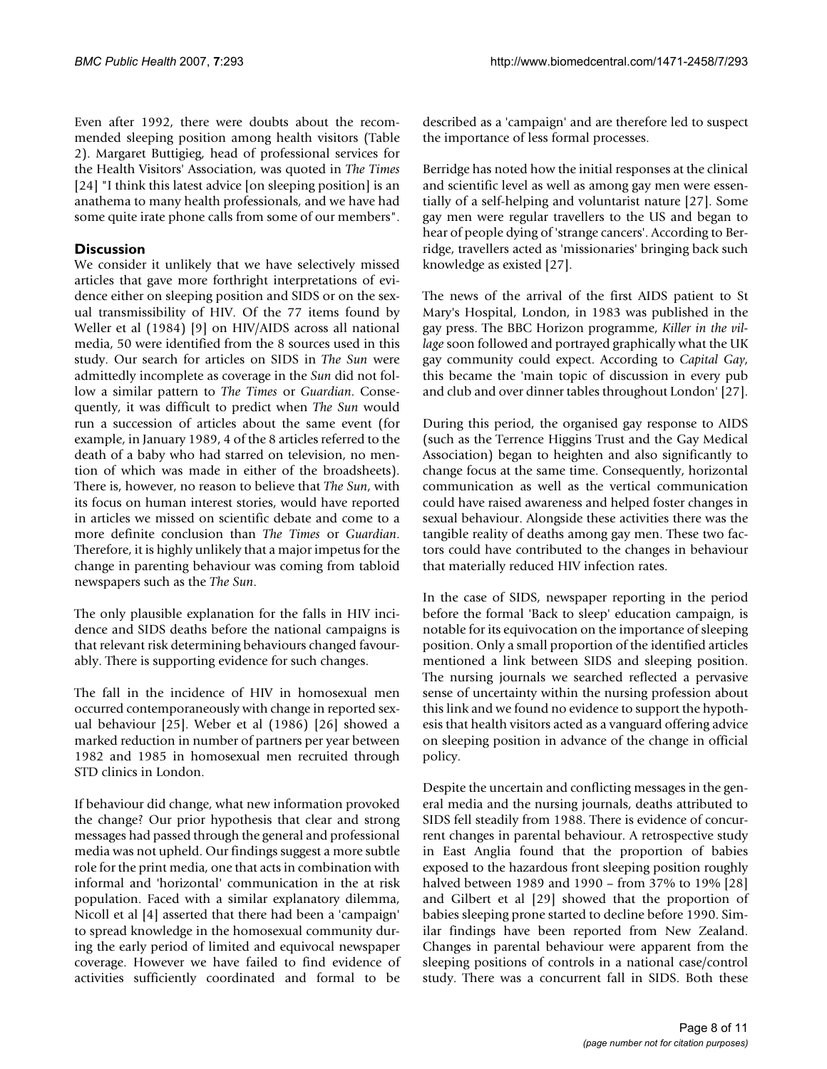Even after 1992, there were doubts about the recommended sleeping position among health visitors (Table 2). Margaret Buttigieg, head of professional services for the Health Visitors' Association, was quoted in *The Times* [24] "I think this latest advice [on sleeping position] is an anathema to many health professionals, and we have had some quite irate phone calls from some of our members".

## Discussion

We consider it unlikely that we have selectively missed articles that gave more forthright interpretations of evidence either on sleeping position and SIDS or on the sexual transmissibility of HIV. Of the 77 items found by Weller et al (1984) [9] on HIV/AIDS across all national media, 50 were identified from the 8 sources used in this study. Our search for articles on SIDS in *The Sun* were admittedly incomplete as coverage in the *Sun* did not follow a similar pattern to *The Times* or *Guardian*. Consequently, it was difficult to predict when *The Sun* would run a succession of articles about the same event (for example, in January 1989, 4 of the 8 articles referred to the death of a baby who had starred on television, no mention of which was made in either of the broadsheets). There is, however, no reason to believe that *The Sun*, with its focus on human interest stories, would have reported in articles we missed on scientific debate and come to a more definite conclusion than *The Times* or *Guardian*. Therefore, it is highly unlikely that a major impetus for the change in parenting behaviour was coming from tabloid newspapers such as the *The Sun*.

The only plausible explanation for the falls in HIV incidence and SIDS deaths before the national campaigns is that relevant risk determining behaviours changed favourably. There is supporting evidence for such changes.

The fall in the incidence of HIV in homosexual men occurred contemporaneously with change in reported sexual behaviour [25]. Weber et al (1986) [26] showed a marked reduction in number of partners per year between 1982 and 1985 in homosexual men recruited through STD clinics in London.

If behaviour did change, what new information provoked the change? Our prior hypothesis that clear and strong messages had passed through the general and professional media was not upheld. Our findings suggest a more subtle role for the print media, one that acts in combination with informal and 'horizontal' communication in the at risk population. Faced with a similar explanatory dilemma, Nicoll et al [4] asserted that there had been a 'campaign' to spread knowledge in the homosexual community during the early period of limited and equivocal newspaper coverage. However we have failed to find evidence of activities sufficiently coordinated and formal to be described as a 'campaign' and are therefore led to suspect the importance of less formal processes.

Berridge has noted how the initial responses at the clinical and scientific level as well as among gay men were essentially of a self-helping and voluntarist nature [27]. Some gay men were regular travellers to the US and began to hear of people dying of 'strange cancers'. According to Berridge, travellers acted as 'missionaries' bringing back such knowledge as existed [27].

The news of the arrival of the first AIDS patient to St Mary's Hospital, London, in 1983 was published in the gay press. The BBC Horizon programme, *Killer in the village* soon followed and portrayed graphically what the UK gay community could expect. According to *Capital Gay*, this became the 'main topic of discussion in every pub and club and over dinner tables throughout London' [27].

During this period, the organised gay response to AIDS (such as the Terrence Higgins Trust and the Gay Medical Association) began to heighten and also significantly to change focus at the same time. Consequently, horizontal communication as well as the vertical communication could have raised awareness and helped foster changes in sexual behaviour. Alongside these activities there was the tangible reality of deaths among gay men. These two factors could have contributed to the changes in behaviour that materially reduced HIV infection rates.

In the case of SIDS, newspaper reporting in the period before the formal 'Back to sleep' education campaign, is notable for its equivocation on the importance of sleeping position. Only a small proportion of the identified articles mentioned a link between SIDS and sleeping position. The nursing journals we searched reflected a pervasive sense of uncertainty within the nursing profession about this link and we found no evidence to support the hypothesis that health visitors acted as a vanguard offering advice on sleeping position in advance of the change in official policy.

Despite the uncertain and conflicting messages in the general media and the nursing journals, deaths attributed to SIDS fell steadily from 1988. There is evidence of concurrent changes in parental behaviour. A retrospective study in East Anglia found that the proportion of babies exposed to the hazardous front sleeping position roughly halved between 1989 and 1990 – from 37% to 19% [28] and Gilbert et al [29] showed that the proportion of babies sleeping prone started to decline before 1990. Similar findings have been reported from New Zealand. Changes in parental behaviour were apparent from the sleeping positions of controls in a national case/control study. There was a concurrent fall in SIDS. Both these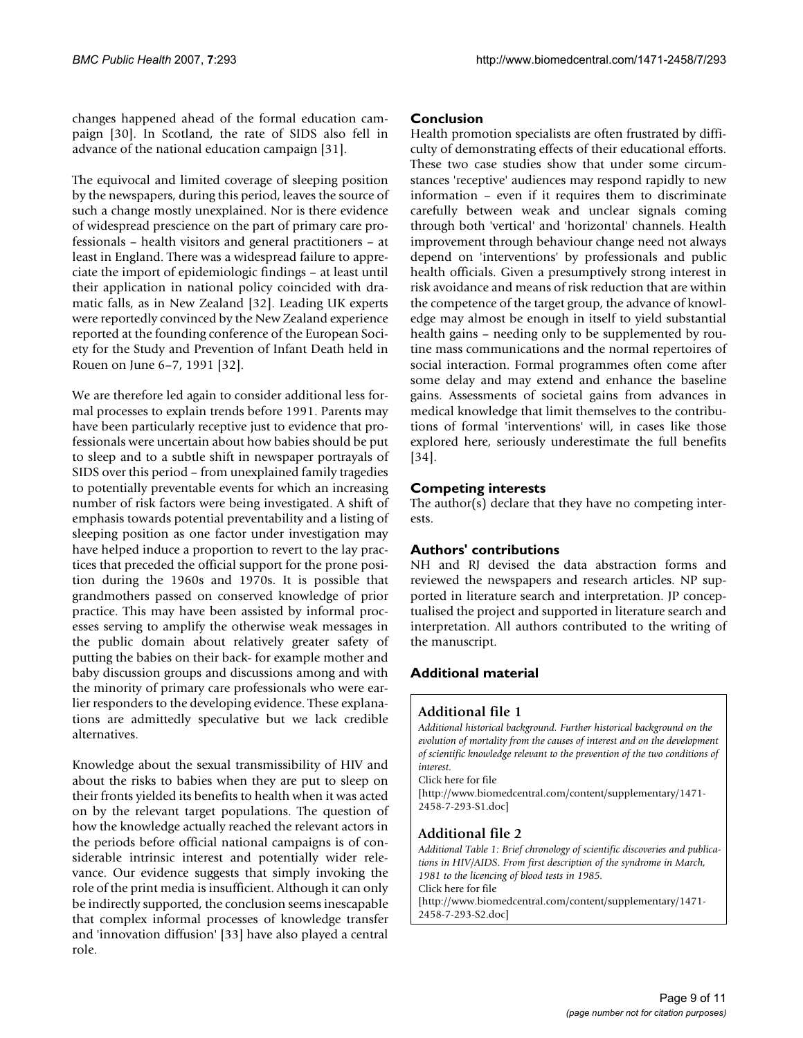changes happened ahead of the formal education campaign [30]. In Scotland, the rate of SIDS also fell in advance of the national education campaign [31].

The equivocal and limited coverage of sleeping position by the newspapers, during this period, leaves the source of such a change mostly unexplained. Nor is there evidence of widespread prescience on the part of primary care professionals – health visitors and general practitioners – at least in England. There was a widespread failure to appreciate the import of epidemiologic findings – at least until their application in national policy coincided with dramatic falls, as in New Zealand [32]. Leading UK experts were reportedly convinced by the New Zealand experience reported at the founding conference of the European Society for the Study and Prevention of Infant Death held in Rouen on June 6–7, 1991 [32].

We are therefore led again to consider additional less formal processes to explain trends before 1991. Parents may have been particularly receptive just to evidence that professionals were uncertain about how babies should be put to sleep and to a subtle shift in newspaper portrayals of SIDS over this period – from unexplained family tragedies to potentially preventable events for which an increasing number of risk factors were being investigated. A shift of emphasis towards potential preventability and a listing of sleeping position as one factor under investigation may have helped induce a proportion to revert to the lay practices that preceded the official support for the prone position during the 1960s and 1970s. It is possible that grandmothers passed on conserved knowledge of prior practice. This may have been assisted by informal processes serving to amplify the otherwise weak messages in the public domain about relatively greater safety of putting the babies on their back- for example mother and baby discussion groups and discussions among and with the minority of primary care professionals who were earlier responders to the developing evidence. These explanations are admittedly speculative but we lack credible alternatives.

Knowledge about the sexual transmissibility of HIV and about the risks to babies when they are put to sleep on their fronts yielded its benefits to health when it was acted on by the relevant target populations. The question of how the knowledge actually reached the relevant actors in the periods before official national campaigns is of considerable intrinsic interest and potentially wider relevance. Our evidence suggests that simply invoking the role of the print media is insufficient. Although it can only be indirectly supported, the conclusion seems inescapable that complex informal processes of knowledge transfer and 'innovation diffusion' [33] have also played a central role.

## Conclusion

Health promotion specialists are often frustrated by difficulty of demonstrating effects of their educational efforts. These two case studies show that under some circumstances 'receptive' audiences may respond rapidly to new information – even if it requires them to discriminate carefully between weak and unclear signals coming through both 'vertical' and 'horizontal' channels. Health improvement through behaviour change need not always depend on 'interventions' by professionals and public health officials. Given a presumptively strong interest in risk avoidance and means of risk reduction that are within the competence of the target group, the advance of knowledge may almost be enough in itself to yield substantial health gains – needing only to be supplemented by routine mass communications and the normal repertoires of social interaction. Formal programmes often come after some delay and may extend and enhance the baseline gains. Assessments of societal gains from advances in medical knowledge that limit themselves to the contributions of formal 'interventions' will, in cases like those explored here, seriously underestimate the full benefits [34].

## Competing interests

The author(s) declare that they have no competing interests.

## Authors' contributions

NH and RJ devised the data abstraction forms and reviewed the newspapers and research articles. NP supported in literature search and interpretation. JP conceptualised the project and supported in literature search and interpretation. All authors contributed to the writing of the manuscript.

## Additional material

### Additional file 1

*Additional historical background. Further historical background on the evolution of mortality from the causes of interest and on the development of scientific knowledge relevant to the prevention of the two conditions of interest.*

Click here for file

[http://www.biomedcentral.com/content/supplementary/1471-2458-7-293-S1.doc]

### Additional file 2

*Additional Table 1: Brief chronology of scientific discoveries and publications in HIV/AIDS. From first description of the syndrome in March, 1981 to the licencing of blood tests in 1985.*

Click here for file

[http://www.biomedcentral.com/content/supplementary/1471-2458-7-293-S2.doc]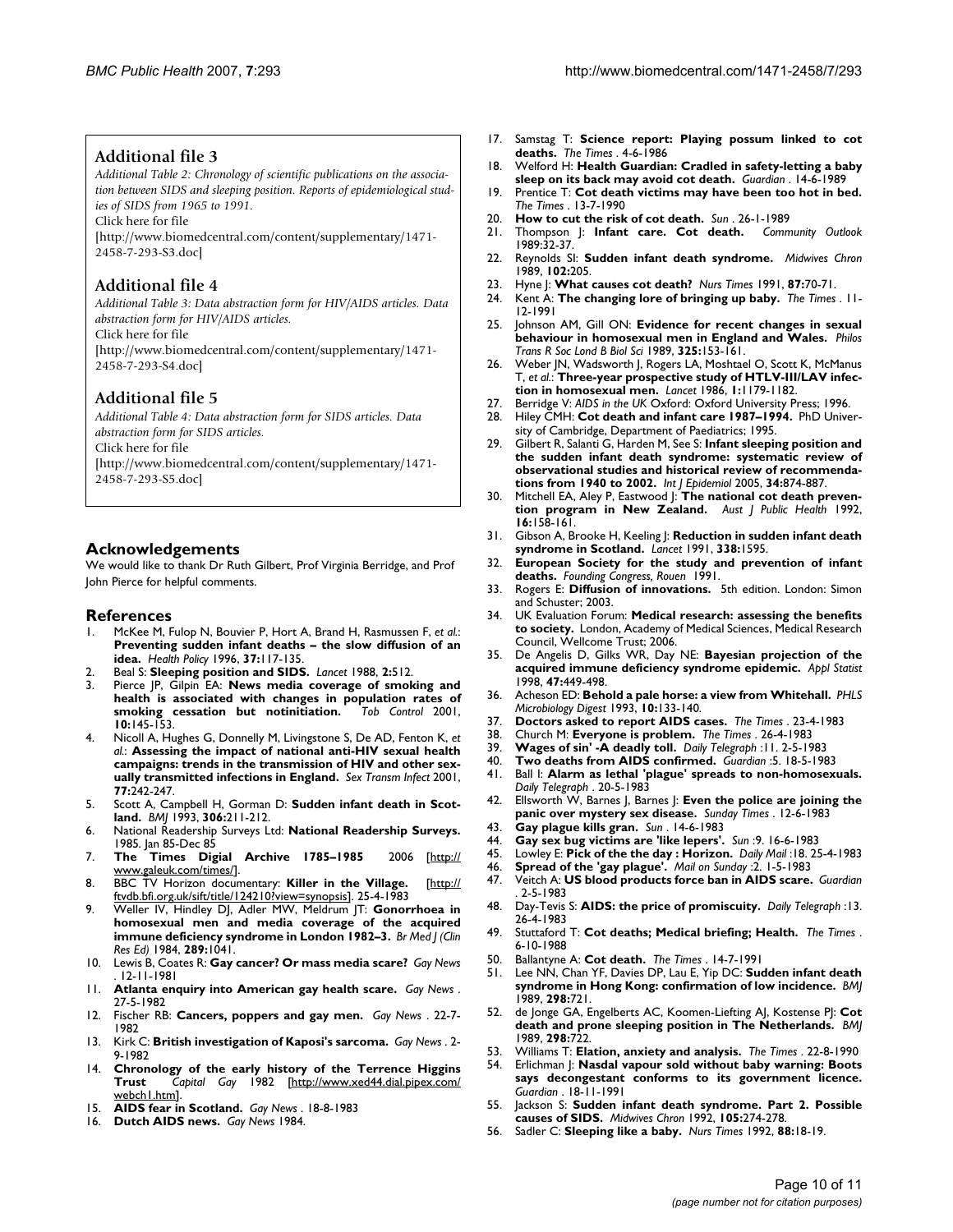## Additional file 3

*Additional Table 2: Chronology of scientific publications on the association between SIDS and sleeping position. Reports of epidemiological studies of SIDS from 1965 to 1991.*

Click here for file

[http://www.biomedcentral.com/content/supplementary/1471-2458-7-293-S3.doc]

## Additional file 4

*Additional Table 3: Data abstraction form for HIV/AIDS articles. Data abstraction form for HIV/AIDS articles.*

Click here for file

[http://www.biomedcentral.com/content/supplementary/1471-2458-7-293-S4.doc]

## Additional file 5

*Additional Table 4: Data abstraction form for SIDS articles. Data abstraction form for SIDS articles.*

Click here for file

[http://www.biomedcentral.com/content/supplementary/1471-2458-7-293-S5.doc]

## Acknowledgements

We would like to thank Dr Ruth Gilbert, Prof Virginia Berridge, and Prof John Pierce for helpful comments.

## References

1. McKee M, Fulop N, Bouvier P, Hort A, Brand H, Rasmussen F, *et al.*: **Preventing sudden infant deaths – the slow diffusion of an idea.** *Health Policy* 1996, **37:**117-135.
2. Beal S: **Sleeping position and SIDS.** *Lancet* 1988, **2:**512.
3. Pierce JP, Gilpin EA: **News media coverage of smoking and health is associated with changes in population rates of smoking cessation but notinitiation.** *Tob Control* 2001, **10:**145-153.
4. Nicoll A, Hughes G, Donnelly M, Livingstone S, De AD, Fenton K, *et al.*: **Assessing the impact of national anti-HIV sexual health campaigns: trends in the transmission of HIV and other sexually transmitted infections in England.** *Sex Transm Infect* 2001, **77:**242-247.
5. Scott A, Campbell H, Gorman D: **Sudden infant death in Scotland.** *BMJ* 1993, **306:**211-212.
6. National Readership Surveys Ltd: **National Readership Surveys.** 1985. Jan 85-Dec 85
7. **The Times Digial Archive 1785–1985** 2006 [http://www.galeuk.com/times/].
8. BBC TV Horizon documentary: **Killer in the Village.** [http://ftvdb.bfi.org.uk/sift/title/124210?view=synopsis]. 25-4-1983
9. Weller IV, Hindley DJ, Adler MW, Meldrum JT: **Gonorrhoea in homosexual men and media coverage of the acquired immune deficiency syndrome in London 1982–3.** *Br Med J (Clin Res Ed)* 1984, **289:**1041.
10. Lewis B, Coates R: **Gay cancer? Or mass media scare?** *Gay News* . 12-11-1981
11. **Atlanta enquiry into American gay health scare.** *Gay News* . 27-5-1982
12. Fischer RB: **Cancers, poppers and gay men.** *Gay News* . 22-7-1982
13. Kirk C: **British investigation of Kaposi's sarcoma.** *Gay News* . 2-9-1982
14. **Chronology of the early history of the Terrence Higgins Trust** *Capital Gay* 1982 [http://www.xed44.dial.pipex.com/webch1.htm].
15. **AIDS fear in Scotland.** *Gay News* . 18-8-1983
16. **Dutch AIDS news.** *Gay News* 1984.
17. Samstag T: **Science report: Playing possum linked to cot deaths.** *The Times* . 4-6-1986
18. Welford H: **Health Guardian: Cradled in safety-letting a baby sleep on its back may avoid cot death.** *Guardian* . 14-6-1989
19. Prentice T: **Cot death victims may have been too hot in bed.** *The Times* . 13-7-1990
20. **How to cut the risk of cot death.** *Sun* . 26-1-1989
21. Thompson J: **Infant care. Cot death.** *Community Outlook* 1989:32-37.
22. Reynolds SI: **Sudden infant death syndrome.** *Midwives Chron* 1989, **102:**205.
23. Hyne J: **What causes cot death?** *Nurs Times* 1991, **87:**70-71.
24. Kent A: **The changing lore of bringing up baby.** *The Times* . 11-12-1991
25. Johnson AM, Gill ON: **Evidence for recent changes in sexual behaviour in homosexual men in England and Wales.** *Philos Trans R Soc Lond B Biol Sci* 1989, **325:**153-161.
26. Weber JN, Wadsworth J, Rogers LA, Moshtael O, Scott K, McManus T, *et al.*: **Three-year prospective study of HTLV-III/LAV infection in homosexual men.** *Lancet* 1986, **1:**1179-1182.
27. Berridge V: *AIDS in the UK* Oxford: Oxford University Press; 1996.
28. Hiley CMH: **Cot death and infant care 1987–1994.** PhD University of Cambridge, Department of Paediatrics; 1995.
29. Gilbert R, Salanti G, Harden M, See S: **Infant sleeping position and the sudden infant death syndrome: systematic review of observational studies and historical review of recommendations from 1940 to 2002.** *Int J Epidemiol* 2005, **34:**874-887.
30. Mitchell EA, Aley P, Eastwood J: **The national cot death prevention program in New Zealand.** *Aust J Public Health* 1992, **16:**158-161.
31. Gibson A, Brooke H, Keeling J: **Reduction in sudden infant death syndrome in Scotland.** *Lancet* 1991, **338:**1595.
32. **European Society for the study and prevention of infant deaths.** *Founding Congress, Rouen* 1991.
33. Rogers E: **Diffusion of innovations.** 5th edition. London: Simon and Schuster; 2003.
34. UK Evaluation Forum: **Medical research: assessing the benefits to society.** London, Academy of Medical Sciences, Medical Research Council, Wellcome Trust; 2006.
35. De Angelis D, Gilks WR, Day NE: **Bayesian projection of the acquired immune deficiency syndrome epidemic.** *Appl Statist* 1998, **47:**449-498.
36. Acheson ED: **Behold a pale horse: a view from Whitehall.** *PHLS Microbiology Digest* 1993, **10:**133-140.
37. **Doctors asked to report AIDS cases.** *The Times* . 23-4-1983
38. Church M: **Everyone is problem.** *The Times* . 26-4-1983
39. **Wages of sin' -A deadly toll.** *Daily Telegraph* :11. 2-5-1983
40. **Two deaths from AIDS confirmed.** *Guardian* :5. 18-5-1983
41. Ball I: **Alarm as lethal 'plague' spreads to non-homosexuals.** *Daily Telegraph* . 20-5-1983
42. Ellsworth W, Barnes J, Barnes J: **Even the police are joining the panic over mystery sex disease.** *Sunday Times* . 12-6-1983
43. **Gay plague kills gran.** *Sun* . 14-6-1983
44. **Gay sex bug victims are 'like lepers'.** *Sun* :9. 16-6-1983
45. Lowley E: **Pick of the the day : Horizon.** *Daily Mail* :18. 25-4-1983
46. **Spread of the 'gay plague'.** *Mail on Sunday* :2. 1-5-1983
47. Veitch A: **US blood products force ban in AIDS scare.** *Guardian* . 2-5-1983
48. Day-Tevis S: **AIDS: the price of promiscuity.** *Daily Telegraph* :13. 26-4-1983
49. Stuttaford T: **Cot deaths; Medical briefing; Health.** *The Times* . 6-10-1988
50. Ballantyne A: **Cot death.** *The Times* . 14-7-1991
51. Lee NN, Chan YF, Davies DP, Lau E, Yip DC: **Sudden infant death syndrome in Hong Kong: confirmation of low incidence.** *BMJ* 1989, **298:**721.
52. de Jonge GA, Engelberts AC, Koomen-Liefting AJ, Kostense PJ: **Cot death and prone sleeping position in The Netherlands.** *BMJ* 1989, **298:**722.
53. Williams T: **Elation, anxiety and analysis.** *The Times* . 22-8-1990
54. Erlichman J: **Nasdal vapour sold without baby warning: Boots says decongestant conforms to its government licence.** *Guardian* . 18-11-1991
55. Jackson S: **Sudden infant death syndrome. Part 2. Possible causes of SIDS.** *Midwives Chron* 1992, **105:**274-278.
56. Sadler C: **Sleeping like a baby.** *Nurs Times* 1992, **88:**18-19.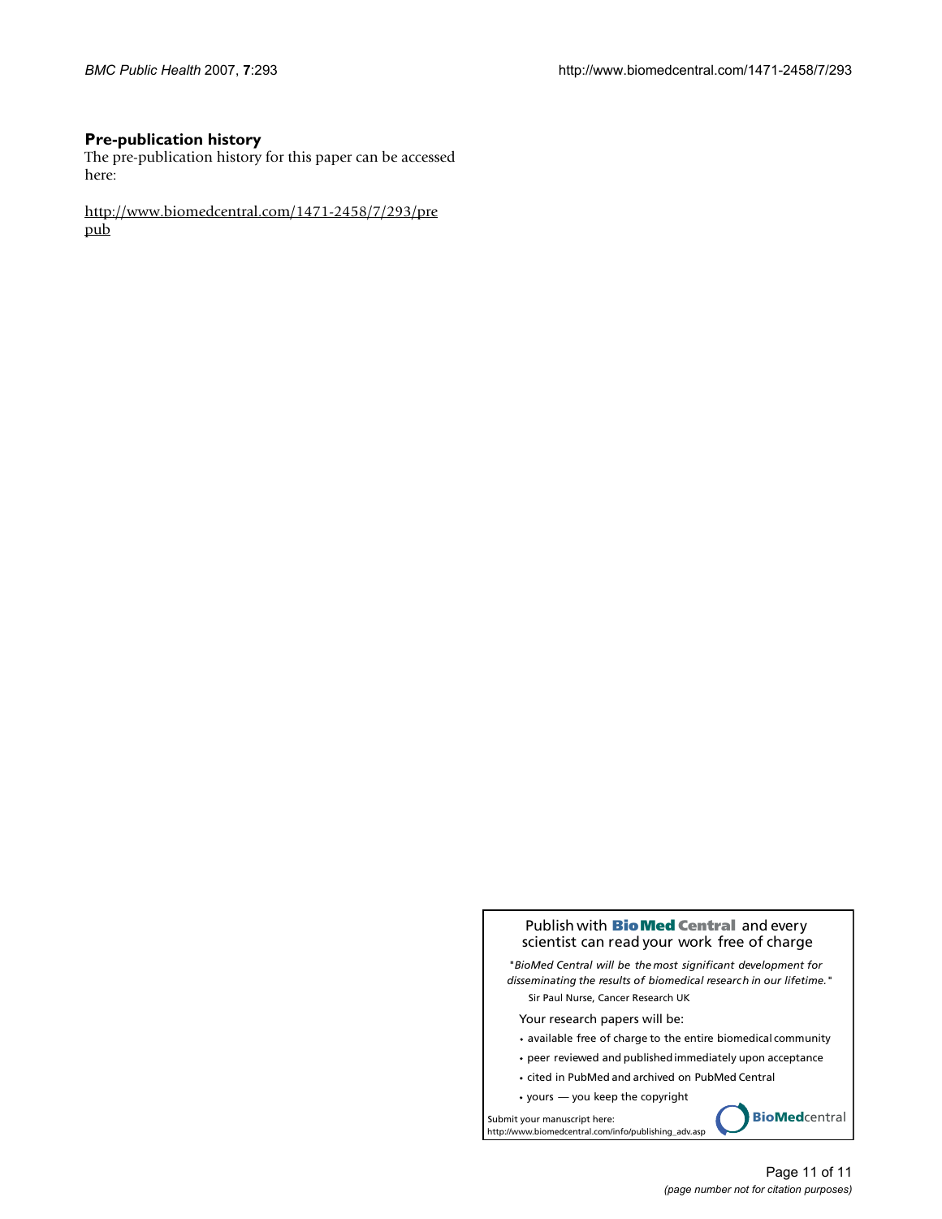### Pre-publication history

The pre-publication history for this paper can be accessed here:

http://www.biomedcentral.com/1471-2458/7/293/prepub

Publish with **BioMed Central** and every scientist can read your work free of charge

*"BioMed Central will be the most significant development for disseminating the results of biomedical research in our lifetime."*

Sir Paul Nurse, Cancer Research UK

Your research papers will be:

- available free of charge to the entire biomedical community
- peer reviewed and published immediately upon acceptance
- cited in PubMed and archived on PubMed Central
- yours — you keep the copyright

Submit your manuscript here:
http://www.biomedcentral.com/info/publishing_adv.asp

**BioMed**central